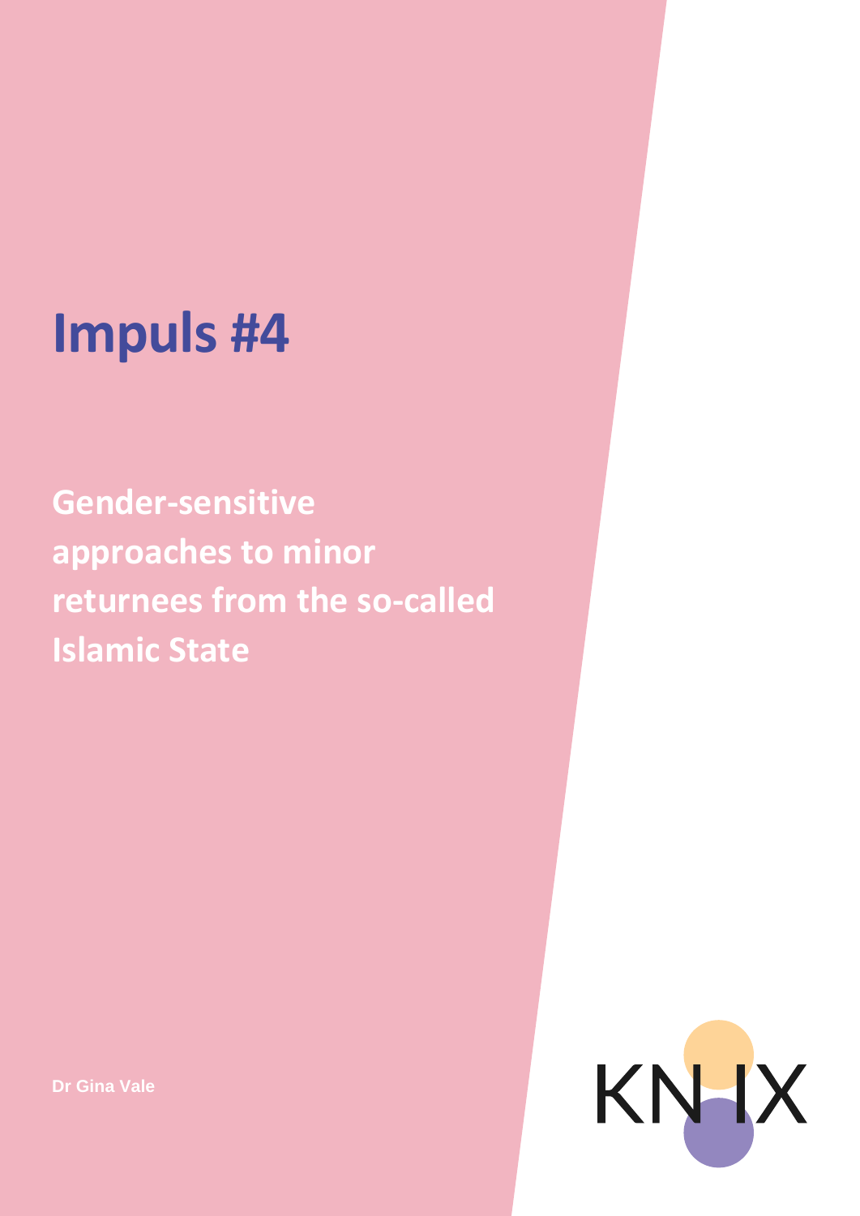# Impuls #4

## Gender-sensitive approaches to minor returnees from the so-called Islamic State

Dr Gina Vale

KN IX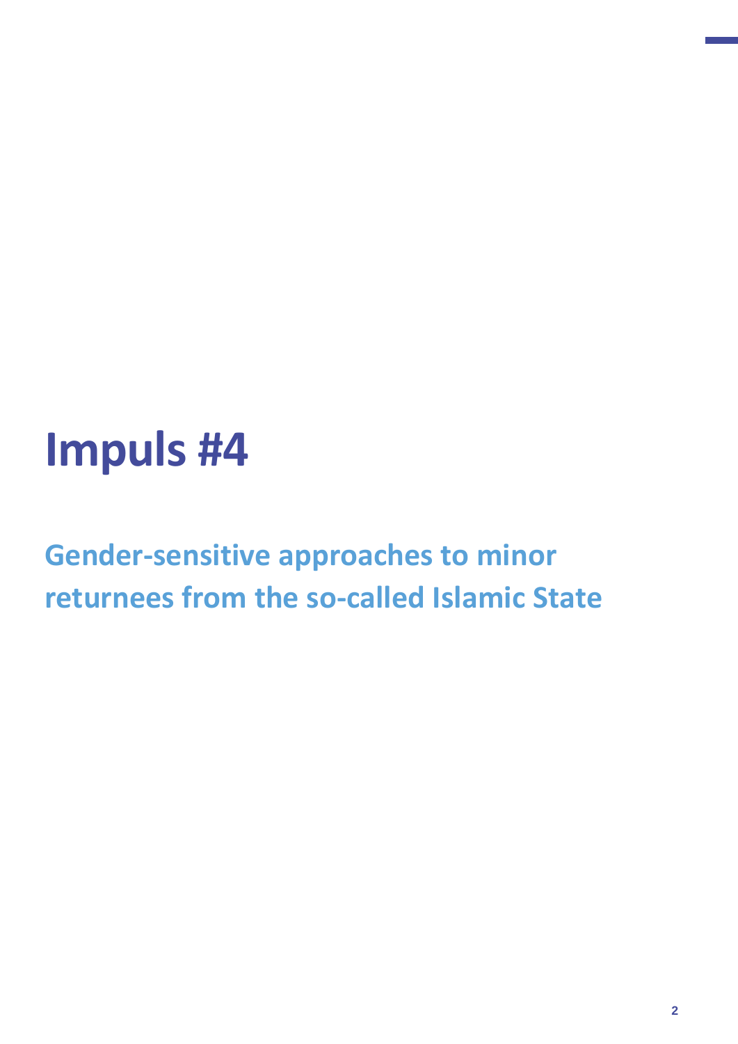# Impuls #4

## Gender-sensitive approaches to minor returnees from the so-called Islamic State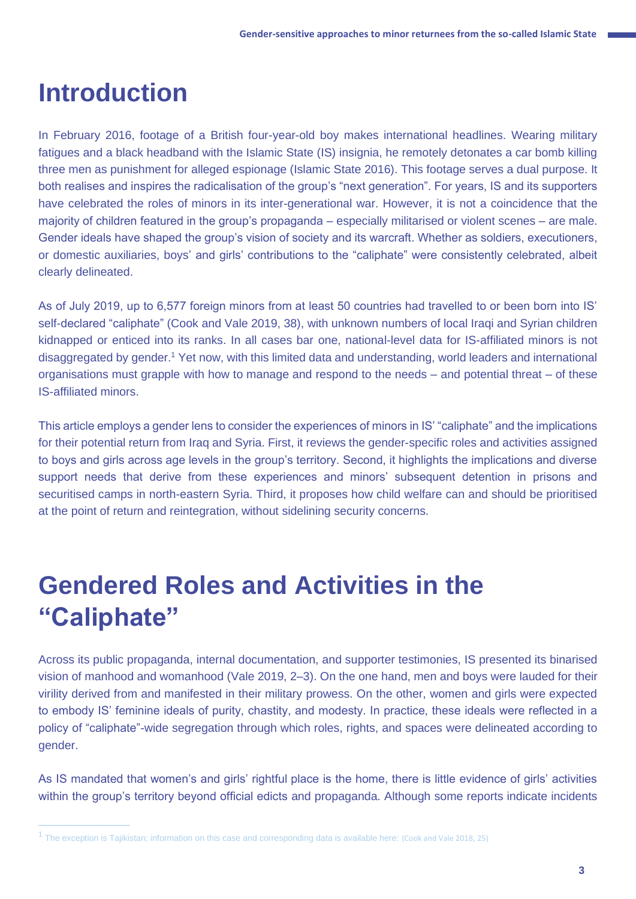# Introduction

In February 2016, footage of a British four-year-old boy makes international headlines. Wearing military fatigues and a black headband with the Islamic State (IS) insignia, he remotely detonates a car bomb killing three men as punishment for alleged espionage (Islamic State 2016). This footage serves a dual purpose. It both realises and inspires the radicalisation of the group's "next generation". For years, IS and its supporters have celebrated the roles of minors in its inter-generational war. However, it is not a coincidence that the majority of children featured in the group's propaganda – especially militarised or violent scenes – are male. Gender ideals have shaped the group's vision of society and its warcraft. Whether as soldiers, executioners, or domestic auxiliaries, boys' and girls' contributions to the "caliphate" were consistently celebrated, albeit clearly delineated.

As of July 2019, up to 6,577 foreign minors from at least 50 countries had travelled to or been born into IS' self-declared "caliphate" (Cook and Vale 2019, 38), with unknown numbers of local Iraqi and Syrian children kidnapped or enticed into its ranks. In all cases bar one, national-level data for IS-affiliated minors is not disaggregated by gender.[1] Yet now, with this limited data and understanding, world leaders and international organisations must grapple with how to manage and respond to the needs – and potential threat – of these IS-affiliated minors.

This article employs a gender lens to consider the experiences of minors in IS' "caliphate" and the implications for their potential return from Iraq and Syria. First, it reviews the gender-specific roles and activities assigned to boys and girls across age levels in the group's territory. Second, it highlights the implications and diverse support needs that derive from these experiences and minors' subsequent detention in prisons and securitised camps in north-eastern Syria. Third, it proposes how child welfare can and should be prioritised at the point of return and reintegration, without sidelining security concerns.

# Gendered Roles and Activities in the "Caliphate"

Across its public propaganda, internal documentation, and supporter testimonies, IS presented its binarised vision of manhood and womanhood (Vale 2019, 2–3). On the one hand, men and boys were lauded for their virility derived from and manifested in their military prowess. On the other, women and girls were expected to embody IS' feminine ideals of purity, chastity, and modesty. In practice, these ideals were reflected in a policy of "caliphate"-wide segregation through which roles, rights, and spaces were delineated according to gender.

As IS mandated that women's and girls' rightful place is the home, there is little evidence of girls' activities within the group's territory beyond official edicts and propaganda. Although some reports indicate incidents

---

[1] The exception is Tajikistan; information on this case and corresponding data is available here: (Cook and Vale 2018, 25)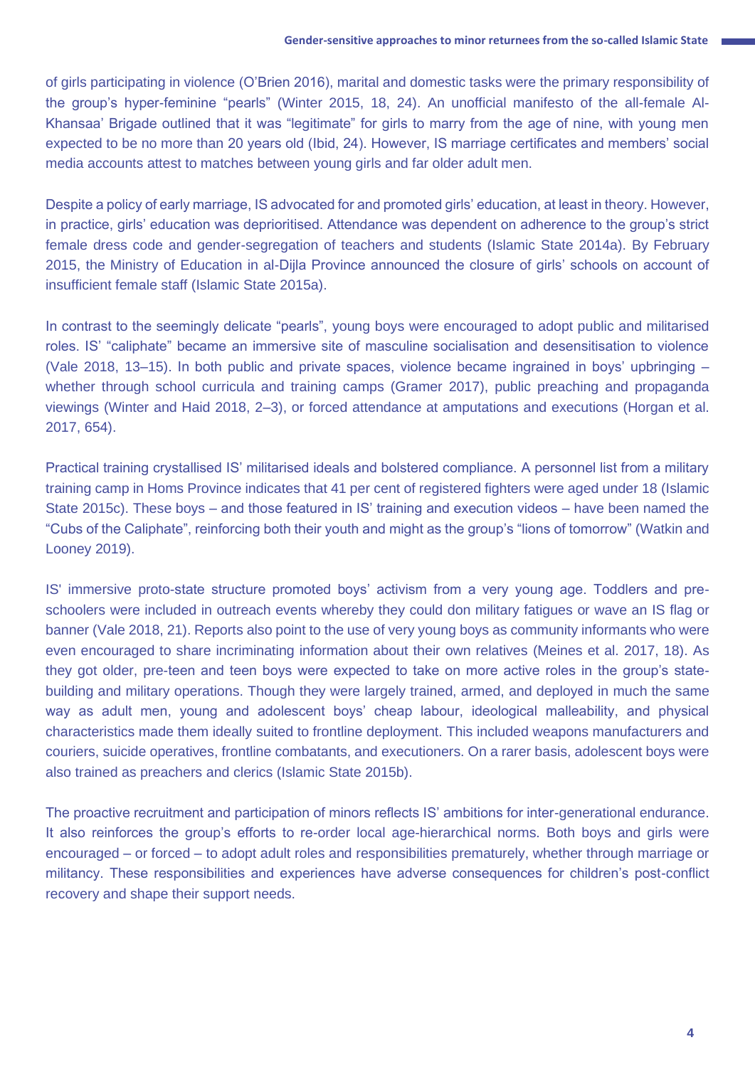of girls participating in violence (O'Brien 2016), marital and domestic tasks were the primary responsibility of the group's hyper-feminine "pearls" (Winter 2015, 18, 24). An unofficial manifesto of the all-female Al-Khansaa' Brigade outlined that it was "legitimate" for girls to marry from the age of nine, with young men expected to be no more than 20 years old (Ibid, 24). However, IS marriage certificates and members' social media accounts attest to matches between young girls and far older adult men.

Despite a policy of early marriage, IS advocated for and promoted girls' education, at least in theory. However, in practice, girls' education was deprioritised. Attendance was dependent on adherence to the group's strict female dress code and gender-segregation of teachers and students (Islamic State 2014a). By February 2015, the Ministry of Education in al-Dijla Province announced the closure of girls' schools on account of insufficient female staff (Islamic State 2015a).

In contrast to the seemingly delicate "pearls", young boys were encouraged to adopt public and militarised roles. IS' "caliphate" became an immersive site of masculine socialisation and desensitisation to violence (Vale 2018, 13–15). In both public and private spaces, violence became ingrained in boys' upbringing – whether through school curricula and training camps (Gramer 2017), public preaching and propaganda viewings (Winter and Haid 2018, 2–3), or forced attendance at amputations and executions (Horgan et al. 2017, 654).

Practical training crystallised IS' militarised ideals and bolstered compliance. A personnel list from a military training camp in Homs Province indicates that 41 per cent of registered fighters were aged under 18 (Islamic State 2015c). These boys – and those featured in IS' training and execution videos – have been named the "Cubs of the Caliphate", reinforcing both their youth and might as the group's "lions of tomorrow" (Watkin and Looney 2019).

IS' immersive proto-state structure promoted boys' activism from a very young age. Toddlers and pre-schoolers were included in outreach events whereby they could don military fatigues or wave an IS flag or banner (Vale 2018, 21). Reports also point to the use of very young boys as community informants who were even encouraged to share incriminating information about their own relatives (Meines et al. 2017, 18). As they got older, pre-teen and teen boys were expected to take on more active roles in the group's state-building and military operations. Though they were largely trained, armed, and deployed in much the same way as adult men, young and adolescent boys' cheap labour, ideological malleability, and physical characteristics made them ideally suited to frontline deployment. This included weapons manufacturers and couriers, suicide operatives, frontline combatants, and executioners. On a rarer basis, adolescent boys were also trained as preachers and clerics (Islamic State 2015b).

The proactive recruitment and participation of minors reflects IS' ambitions for inter-generational endurance. It also reinforces the group's efforts to re-order local age-hierarchical norms. Both boys and girls were encouraged – or forced – to adopt adult roles and responsibilities prematurely, whether through marriage or militancy. These responsibilities and experiences have adverse consequences for children's post-conflict recovery and shape their support needs.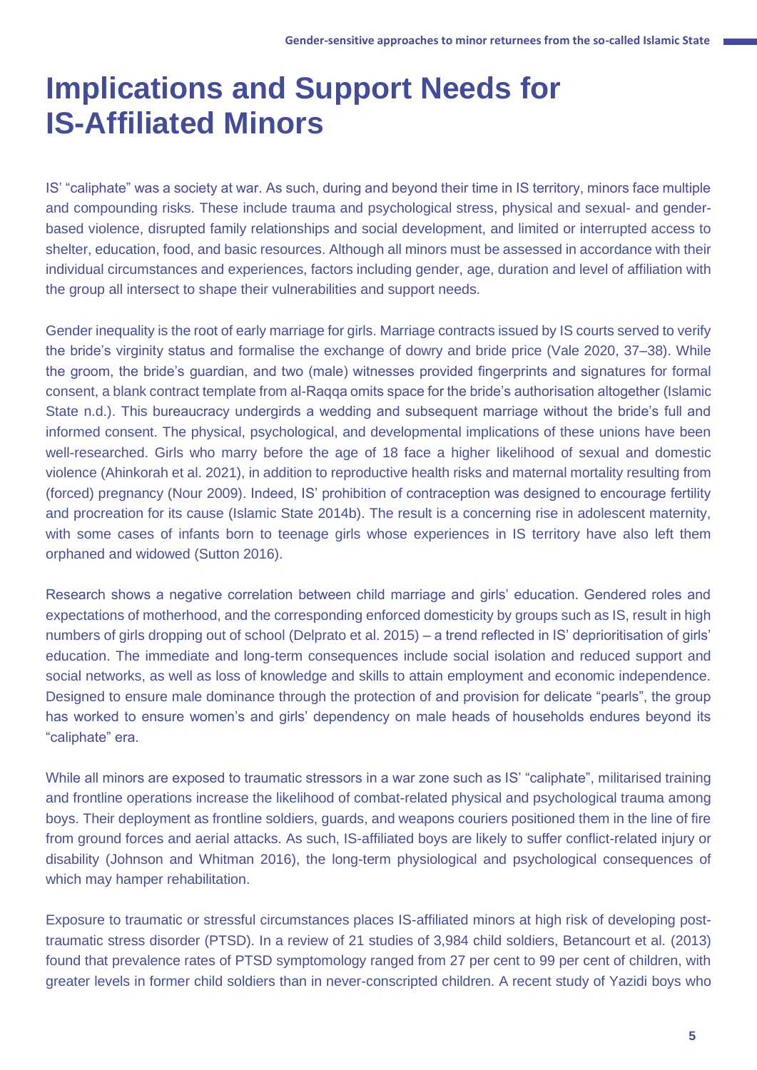# Implications and Support Needs for IS-Affiliated Minors

IS' "caliphate" was a society at war. As such, during and beyond their time in IS territory, minors face multiple and compounding risks. These include trauma and psychological stress, physical and sexual- and gender-based violence, disrupted family relationships and social development, and limited or interrupted access to shelter, education, food, and basic resources. Although all minors must be assessed in accordance with their individual circumstances and experiences, factors including gender, age, duration and level of affiliation with the group all intersect to shape their vulnerabilities and support needs.

Gender inequality is the root of early marriage for girls. Marriage contracts issued by IS courts served to verify the bride's virginity status and formalise the exchange of dowry and bride price (Vale 2020, 37–38). While the groom, the bride's guardian, and two (male) witnesses provided fingerprints and signatures for formal consent, a blank contract template from al-Raqqa omits space for the bride's authorisation altogether (Islamic State n.d.). This bureaucracy undergirds a wedding and subsequent marriage without the bride's full and informed consent. The physical, psychological, and developmental implications of these unions have been well-researched. Girls who marry before the age of 18 face a higher likelihood of sexual and domestic violence (Ahinkorah et al. 2021), in addition to reproductive health risks and maternal mortality resulting from (forced) pregnancy (Nour 2009). Indeed, IS' prohibition of contraception was designed to encourage fertility and procreation for its cause (Islamic State 2014b). The result is a concerning rise in adolescent maternity, with some cases of infants born to teenage girls whose experiences in IS territory have also left them orphaned and widowed (Sutton 2016).

Research shows a negative correlation between child marriage and girls' education. Gendered roles and expectations of motherhood, and the corresponding enforced domesticity by groups such as IS, result in high numbers of girls dropping out of school (Delprato et al. 2015) – a trend reflected in IS' deprioritisation of girls' education. The immediate and long-term consequences include social isolation and reduced support and social networks, as well as loss of knowledge and skills to attain employment and economic independence. Designed to ensure male dominance through the protection of and provision for delicate "pearls", the group has worked to ensure women's and girls' dependency on male heads of households endures beyond its "caliphate" era.

While all minors are exposed to traumatic stressors in a war zone such as IS' "caliphate", militarised training and frontline operations increase the likelihood of combat-related physical and psychological trauma among boys. Their deployment as frontline soldiers, guards, and weapons couriers positioned them in the line of fire from ground forces and aerial attacks. As such, IS-affiliated boys are likely to suffer conflict-related injury or disability (Johnson and Whitman 2016), the long-term physiological and psychological consequences of which may hamper rehabilitation.

Exposure to traumatic or stressful circumstances places IS-affiliated minors at high risk of developing post-traumatic stress disorder (PTSD). In a review of 21 studies of 3,984 child soldiers, Betancourt et al. (2013) found that prevalence rates of PTSD symptomology ranged from 27 per cent to 99 per cent of children, with greater levels in former child soldiers than in never-conscripted children. A recent study of Yazidi boys who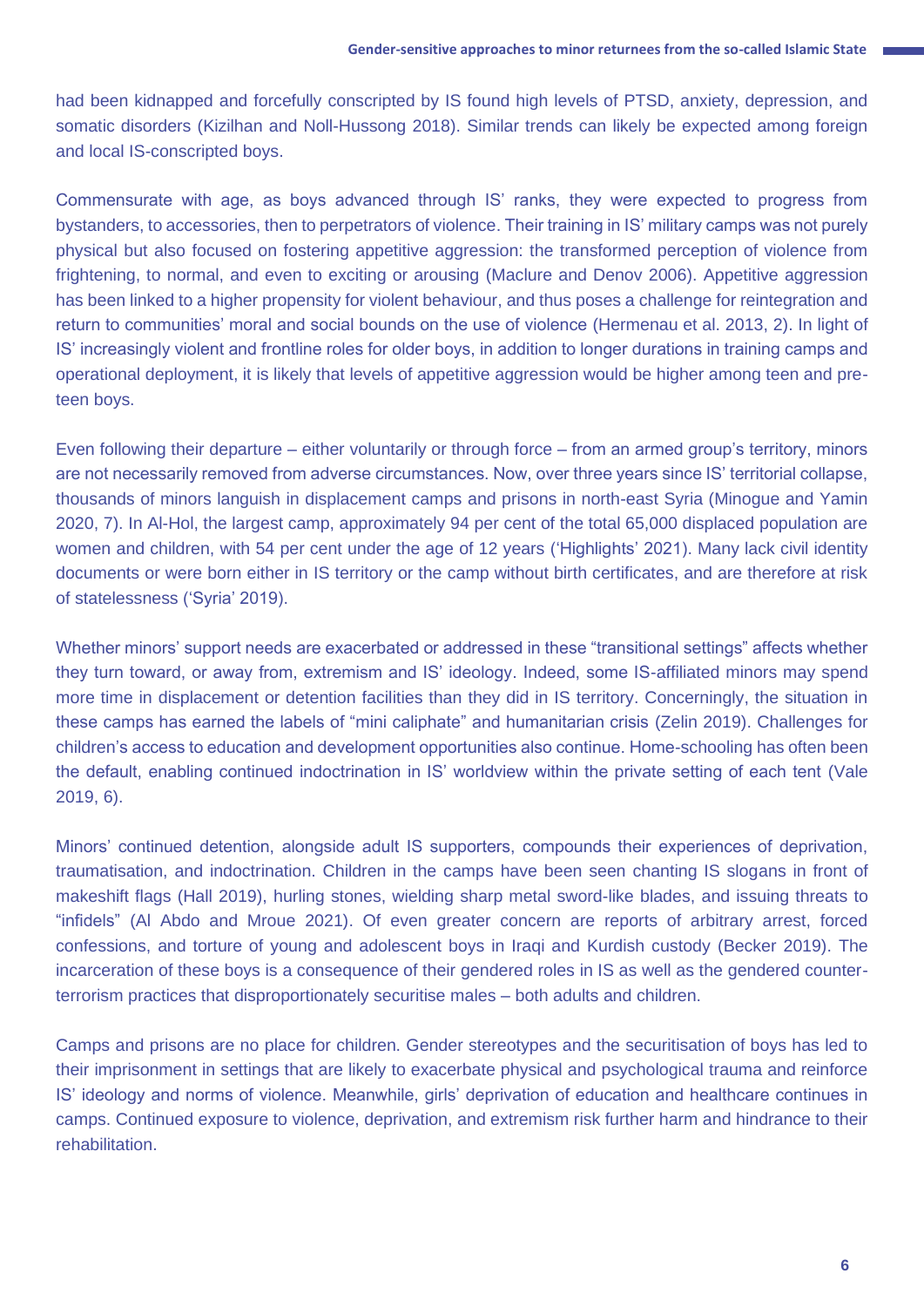had been kidnapped and forcefully conscripted by IS found high levels of PTSD, anxiety, depression, and somatic disorders (Kizilhan and Noll-Hussong 2018). Similar trends can likely be expected among foreign and local IS-conscripted boys.

Commensurate with age, as boys advanced through IS' ranks, they were expected to progress from bystanders, to accessories, then to perpetrators of violence. Their training in IS' military camps was not purely physical but also focused on fostering appetitive aggression: the transformed perception of violence from frightening, to normal, and even to exciting or arousing (Maclure and Denov 2006). Appetitive aggression has been linked to a higher propensity for violent behaviour, and thus poses a challenge for reintegration and return to communities' moral and social bounds on the use of violence (Hermenau et al. 2013, 2). In light of IS' increasingly violent and frontline roles for older boys, in addition to longer durations in training camps and operational deployment, it is likely that levels of appetitive aggression would be higher among teen and pre-teen boys.

Even following their departure – either voluntarily or through force – from an armed group's territory, minors are not necessarily removed from adverse circumstances. Now, over three years since IS' territorial collapse, thousands of minors languish in displacement camps and prisons in north-east Syria (Minogue and Yamin 2020, 7). In Al-Hol, the largest camp, approximately 94 per cent of the total 65,000 displaced population are women and children, with 54 per cent under the age of 12 years ('Highlights' 2021). Many lack civil identity documents or were born either in IS territory or the camp without birth certificates, and are therefore at risk of statelessness ('Syria' 2019).

Whether minors' support needs are exacerbated or addressed in these "transitional settings" affects whether they turn toward, or away from, extremism and IS' ideology. Indeed, some IS-affiliated minors may spend more time in displacement or detention facilities than they did in IS territory. Concerningly, the situation in these camps has earned the labels of "mini caliphate" and humanitarian crisis (Zelin 2019). Challenges for children's access to education and development opportunities also continue. Home-schooling has often been the default, enabling continued indoctrination in IS' worldview within the private setting of each tent (Vale 2019, 6).

Minors' continued detention, alongside adult IS supporters, compounds their experiences of deprivation, traumatisation, and indoctrination. Children in the camps have been seen chanting IS slogans in front of makeshift flags (Hall 2019), hurling stones, wielding sharp metal sword-like blades, and issuing threats to "infidels" (Al Abdo and Mroue 2021). Of even greater concern are reports of arbitrary arrest, forced confessions, and torture of young and adolescent boys in Iraqi and Kurdish custody (Becker 2019). The incarceration of these boys is a consequence of their gendered roles in IS as well as the gendered counter-terrorism practices that disproportionately securitise males – both adults and children.

Camps and prisons are no place for children. Gender stereotypes and the securitisation of boys has led to their imprisonment in settings that are likely to exacerbate physical and psychological trauma and reinforce IS' ideology and norms of violence. Meanwhile, girls' deprivation of education and healthcare continues in camps. Continued exposure to violence, deprivation, and extremism risk further harm and hindrance to their rehabilitation.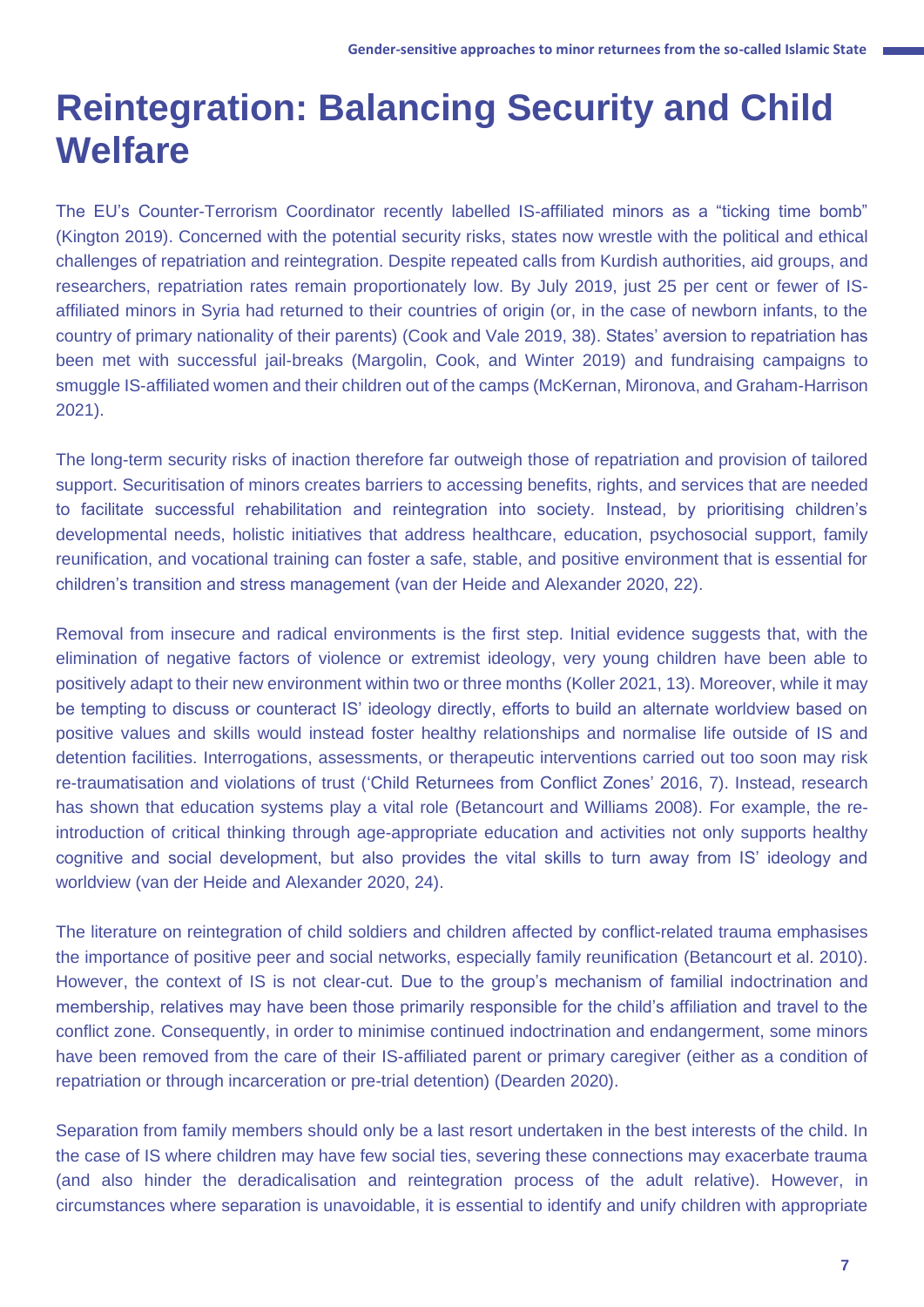# Reintegration: Balancing Security and Child Welfare

The EU's Counter-Terrorism Coordinator recently labelled IS-affiliated minors as a "ticking time bomb" (Kington 2019). Concerned with the potential security risks, states now wrestle with the political and ethical challenges of repatriation and reintegration. Despite repeated calls from Kurdish authorities, aid groups, and researchers, repatriation rates remain proportionately low. By July 2019, just 25 per cent or fewer of IS-affiliated minors in Syria had returned to their countries of origin (or, in the case of newborn infants, to the country of primary nationality of their parents) (Cook and Vale 2019, 38). States' aversion to repatriation has been met with successful jail-breaks (Margolin, Cook, and Winter 2019) and fundraising campaigns to smuggle IS-affiliated women and their children out of the camps (McKernan, Mironova, and Graham-Harrison 2021).

The long-term security risks of inaction therefore far outweigh those of repatriation and provision of tailored support. Securitisation of minors creates barriers to accessing benefits, rights, and services that are needed to facilitate successful rehabilitation and reintegration into society. Instead, by prioritising children's developmental needs, holistic initiatives that address healthcare, education, psychosocial support, family reunification, and vocational training can foster a safe, stable, and positive environment that is essential for children's transition and stress management (van der Heide and Alexander 2020, 22).

Removal from insecure and radical environments is the first step. Initial evidence suggests that, with the elimination of negative factors of violence or extremist ideology, very young children have been able to positively adapt to their new environment within two or three months (Koller 2021, 13). Moreover, while it may be tempting to discuss or counteract IS' ideology directly, efforts to build an alternate worldview based on positive values and skills would instead foster healthy relationships and normalise life outside of IS and detention facilities. Interrogations, assessments, or therapeutic interventions carried out too soon may risk re-traumatisation and violations of trust ('Child Returnees from Conflict Zones' 2016, 7). Instead, research has shown that education systems play a vital role (Betancourt and Williams 2008). For example, the re-introduction of critical thinking through age-appropriate education and activities not only supports healthy cognitive and social development, but also provides the vital skills to turn away from IS' ideology and worldview (van der Heide and Alexander 2020, 24).

The literature on reintegration of child soldiers and children affected by conflict-related trauma emphasises the importance of positive peer and social networks, especially family reunification (Betancourt et al. 2010). However, the context of IS is not clear-cut. Due to the group's mechanism of familial indoctrination and membership, relatives may have been those primarily responsible for the child's affiliation and travel to the conflict zone. Consequently, in order to minimise continued indoctrination and endangerment, some minors have been removed from the care of their IS-affiliated parent or primary caregiver (either as a condition of repatriation or through incarceration or pre-trial detention) (Dearden 2020).

Separation from family members should only be a last resort undertaken in the best interests of the child. In the case of IS where children may have few social ties, severing these connections may exacerbate trauma (and also hinder the deradicalisation and reintegration process of the adult relative). However, in circumstances where separation is unavoidable, it is essential to identify and unify children with appropriate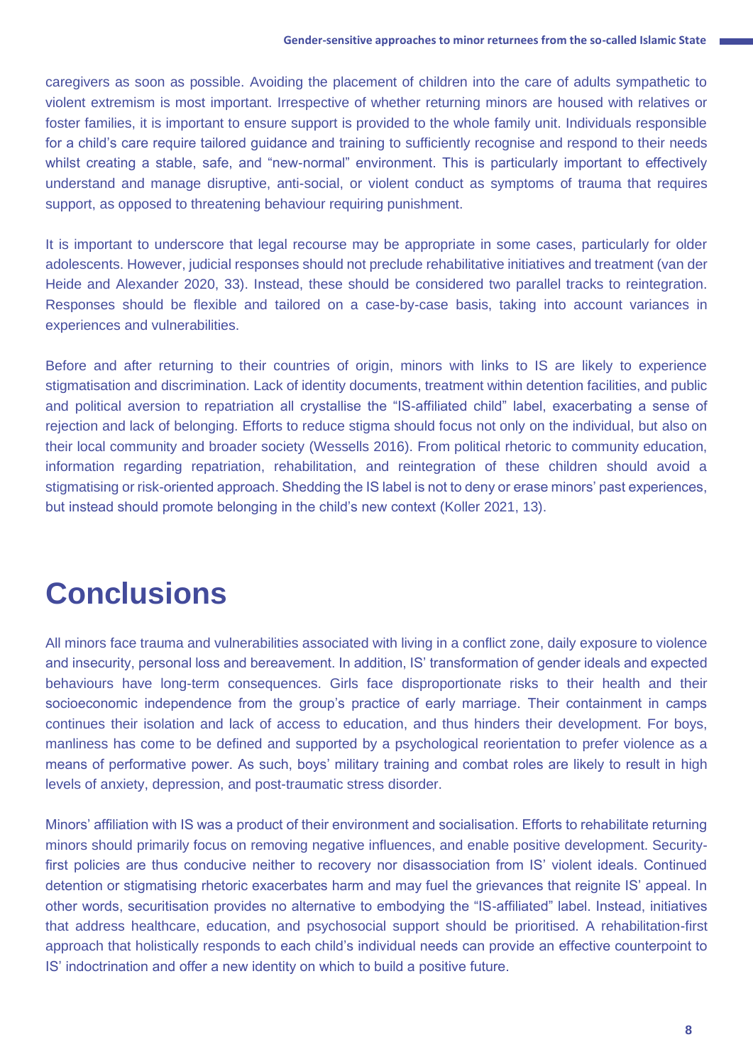caregivers as soon as possible. Avoiding the placement of children into the care of adults sympathetic to violent extremism is most important. Irrespective of whether returning minors are housed with relatives or foster families, it is important to ensure support is provided to the whole family unit. Individuals responsible for a child's care require tailored guidance and training to sufficiently recognise and respond to their needs whilst creating a stable, safe, and "new-normal" environment. This is particularly important to effectively understand and manage disruptive, anti-social, or violent conduct as symptoms of trauma that requires support, as opposed to threatening behaviour requiring punishment.

It is important to underscore that legal recourse may be appropriate in some cases, particularly for older adolescents. However, judicial responses should not preclude rehabilitative initiatives and treatment (van der Heide and Alexander 2020, 33). Instead, these should be considered two parallel tracks to reintegration. Responses should be flexible and tailored on a case-by-case basis, taking into account variances in experiences and vulnerabilities.

Before and after returning to their countries of origin, minors with links to IS are likely to experience stigmatisation and discrimination. Lack of identity documents, treatment within detention facilities, and public and political aversion to repatriation all crystallise the "IS-affiliated child" label, exacerbating a sense of rejection and lack of belonging. Efforts to reduce stigma should focus not only on the individual, but also on their local community and broader society (Wessells 2016). From political rhetoric to community education, information regarding repatriation, rehabilitation, and reintegration of these children should avoid a stigmatising or risk-oriented approach. Shedding the IS label is not to deny or erase minors' past experiences, but instead should promote belonging in the child's new context (Koller 2021, 13).

# Conclusions

All minors face trauma and vulnerabilities associated with living in a conflict zone, daily exposure to violence and insecurity, personal loss and bereavement. In addition, IS' transformation of gender ideals and expected behaviours have long-term consequences. Girls face disproportionate risks to their health and their socioeconomic independence from the group's practice of early marriage. Their containment in camps continues their isolation and lack of access to education, and thus hinders their development. For boys, manliness has come to be defined and supported by a psychological reorientation to prefer violence as a means of performative power. As such, boys' military training and combat roles are likely to result in high levels of anxiety, depression, and post-traumatic stress disorder.

Minors' affiliation with IS was a product of their environment and socialisation. Efforts to rehabilitate returning minors should primarily focus on removing negative influences, and enable positive development. Security-first policies are thus conducive neither to recovery nor disassociation from IS' violent ideals. Continued detention or stigmatising rhetoric exacerbates harm and may fuel the grievances that reignite IS' appeal. In other words, securitisation provides no alternative to embodying the "IS-affiliated" label. Instead, initiatives that address healthcare, education, and psychosocial support should be prioritised. A rehabilitation-first approach that holistically responds to each child's individual needs can provide an effective counterpoint to IS' indoctrination and offer a new identity on which to build a positive future.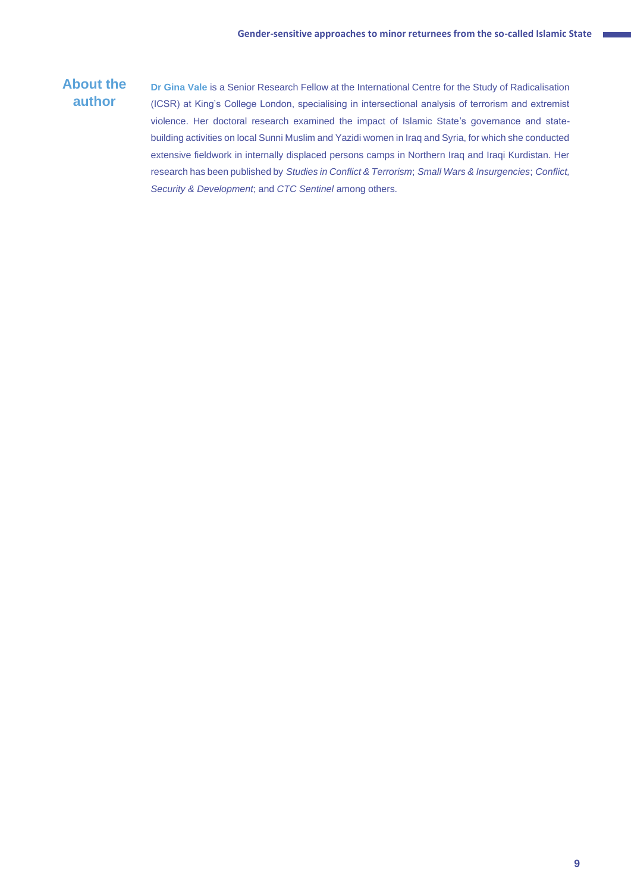## About the author

**Dr Gina Vale** is a Senior Research Fellow at the International Centre for the Study of Radicalisation (ICSR) at King's College London, specialising in intersectional analysis of terrorism and extremist violence. Her doctoral research examined the impact of Islamic State's governance and state-building activities on local Sunni Muslim and Yazidi women in Iraq and Syria, for which she conducted extensive fieldwork in internally displaced persons camps in Northern Iraq and Iraqi Kurdistan. Her research has been published by *Studies in Conflict & Terrorism*; *Small Wars & Insurgencies*; *Conflict, Security & Development*; and *CTC Sentinel* among others.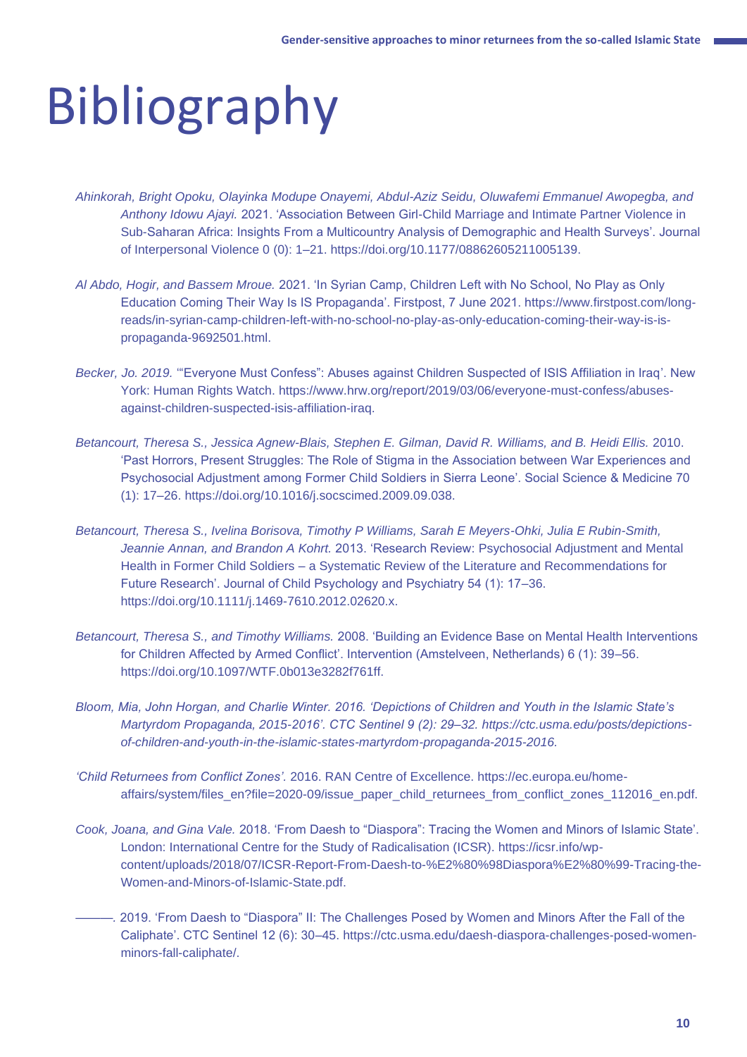# Bibliography

*Ahinkorah, Bright Opoku, Olayinka Modupe Onayemi, Abdul-Aziz Seidu, Oluwafemi Emmanuel Awopegba, and Anthony Idowu Ajayi.* 2021. 'Association Between Girl-Child Marriage and Intimate Partner Violence in Sub-Saharan Africa: Insights From a Multicountry Analysis of Demographic and Health Surveys'. Journal of Interpersonal Violence 0 (0): 1–21. https://doi.org/10.1177/08862605211005139.

*Al Abdo, Hogir, and Bassem Mroue.* 2021. 'In Syrian Camp, Children Left with No School, No Play as Only Education Coming Their Way Is IS Propaganda'. Firstpost, 7 June 2021. https://www.firstpost.com/long-reads/in-syrian-camp-children-left-with-no-school-no-play-as-only-education-coming-their-way-is-is-propaganda-9692501.html.

*Becker, Jo. 2019.* '"Everyone Must Confess": Abuses against Children Suspected of ISIS Affiliation in Iraq'. New York: Human Rights Watch. https://www.hrw.org/report/2019/03/06/everyone-must-confess/abuses-against-children-suspected-isis-affiliation-iraq.

*Betancourt, Theresa S., Jessica Agnew-Blais, Stephen E. Gilman, David R. Williams, and B. Heidi Ellis.* 2010. 'Past Horrors, Present Struggles: The Role of Stigma in the Association between War Experiences and Psychosocial Adjustment among Former Child Soldiers in Sierra Leone'. Social Science & Medicine 70 (1): 17–26. https://doi.org/10.1016/j.socscimed.2009.09.038.

*Betancourt, Theresa S., Ivelina Borisova, Timothy P Williams, Sarah E Meyers-Ohki, Julia E Rubin-Smith, Jeannie Annan, and Brandon A Kohrt.* 2013. 'Research Review: Psychosocial Adjustment and Mental Health in Former Child Soldiers – a Systematic Review of the Literature and Recommendations for Future Research'. Journal of Child Psychology and Psychiatry 54 (1): 17–36. https://doi.org/10.1111/j.1469-7610.2012.02620.x.

*Betancourt, Theresa S., and Timothy Williams.* 2008. 'Building an Evidence Base on Mental Health Interventions for Children Affected by Armed Conflict'. Intervention (Amstelveen, Netherlands) 6 (1): 39–56. https://doi.org/10.1097/WTF.0b013e3282f761ff.

*Bloom, Mia, John Horgan, and Charlie Winter. 2016. 'Depictions of Children and Youth in the Islamic State's Martyrdom Propaganda, 2015-2016'. CTC Sentinel 9 (2): 29–32. https://ctc.usma.edu/posts/depictions-of-children-and-youth-in-the-islamic-states-martyrdom-propaganda-2015-2016.*

*'Child Returnees from Conflict Zones'.* 2016. RAN Centre of Excellence. https://ec.europa.eu/home-affairs/system/files_en?file=2020-09/issue_paper_child_returnees_from_conflict_zones_112016_en.pdf.

*Cook, Joana, and Gina Vale.* 2018. 'From Daesh to "Diaspora": Tracing the Women and Minors of Islamic State'. London: International Centre for the Study of Radicalisation (ICSR). https://icsr.info/wp-content/uploads/2018/07/ICSR-Report-From-Daesh-to-%E2%80%98Diaspora%E2%80%99-Tracing-the-Women-and-Minors-of-Islamic-State.pdf.

———. 2019. 'From Daesh to "Diaspora" II: The Challenges Posed by Women and Minors After the Fall of the Caliphate'. CTC Sentinel 12 (6): 30–45. https://ctc.usma.edu/daesh-diaspora-challenges-posed-women-minors-fall-caliphate/.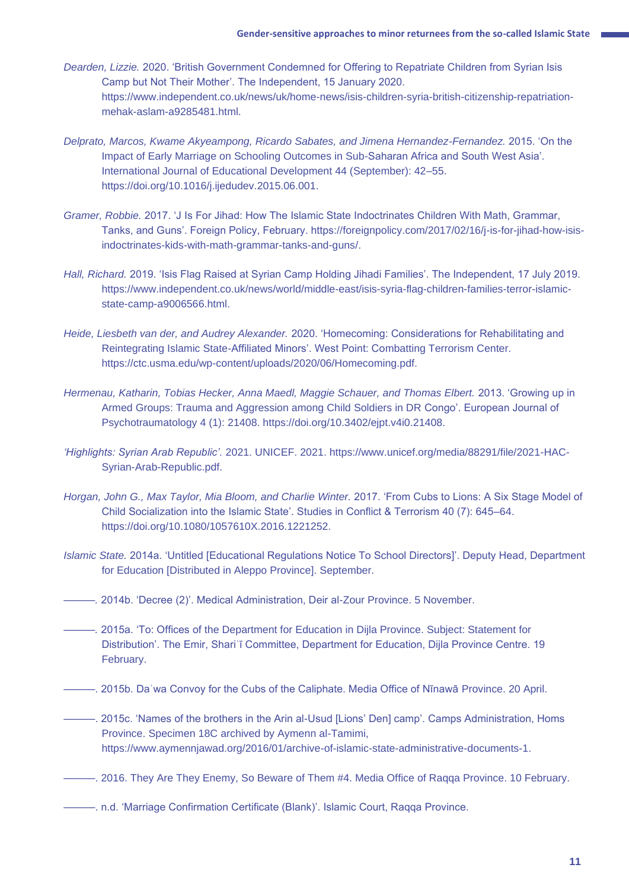*Dearden, Lizzie.* 2020. 'British Government Condemned for Offering to Repatriate Children from Syrian Isis Camp but Not Their Mother'. The Independent, 15 January 2020. https://www.independent.co.uk/news/uk/home-news/isis-children-syria-british-citizenship-repatriation-mehak-aslam-a9285481.html.

*Delprato, Marcos, Kwame Akyeampong, Ricardo Sabates, and Jimena Hernandez-Fernandez.* 2015. 'On the Impact of Early Marriage on Schooling Outcomes in Sub-Saharan Africa and South West Asia'. International Journal of Educational Development 44 (September): 42–55. https://doi.org/10.1016/j.ijedudev.2015.06.001.

*Gramer, Robbie.* 2017. 'J Is For Jihad: How The Islamic State Indoctrinates Children With Math, Grammar, Tanks, and Guns'. Foreign Policy, February. https://foreignpolicy.com/2017/02/16/j-is-for-jihad-how-isis-indoctrinates-kids-with-math-grammar-tanks-and-guns/.

*Hall, Richard.* 2019. 'Isis Flag Raised at Syrian Camp Holding Jihadi Families'. The Independent, 17 July 2019. https://www.independent.co.uk/news/world/middle-east/isis-syria-flag-children-families-terror-islamic-state-camp-a9006566.html.

*Heide, Liesbeth van der, and Audrey Alexander.* 2020. 'Homecoming: Considerations for Rehabilitating and Reintegrating Islamic State-Affiliated Minors'. West Point: Combatting Terrorism Center. https://ctc.usma.edu/wp-content/uploads/2020/06/Homecoming.pdf.

*Hermenau, Katharin, Tobias Hecker, Anna Maedl, Maggie Schauer, and Thomas Elbert.* 2013. 'Growing up in Armed Groups: Trauma and Aggression among Child Soldiers in DR Congo'. European Journal of Psychotraumatology 4 (1): 21408. https://doi.org/10.3402/ejpt.v4i0.21408.

*'Highlights: Syrian Arab Republic'.* 2021. UNICEF. 2021. https://www.unicef.org/media/88291/file/2021-HAC-Syrian-Arab-Republic.pdf.

*Horgan, John G., Max Taylor, Mia Bloom, and Charlie Winter.* 2017. 'From Cubs to Lions: A Six Stage Model of Child Socialization into the Islamic State'. Studies in Conflict & Terrorism 40 (7): 645–64. https://doi.org/10.1080/1057610X.2016.1221252.

*Islamic State.* 2014a. 'Untitled [Educational Regulations Notice To School Directors]'. Deputy Head, Department for Education [Distributed in Aleppo Province]. September.

———. 2014b. 'Decree (2)'. Medical Administration, Deir al-Zour Province. 5 November.

———. 2015a. 'To: Offices of the Department for Education in Dijla Province. Subject: Statement for Distribution'. The Emir, Shariʿī Committee, Department for Education, Dijla Province Centre. 19 February.

———. 2015b. Daʿwa Convoy for the Cubs of the Caliphate. Media Office of Nīnawā Province. 20 April.

———. 2015c. 'Names of the brothers in the Arin al-Usud [Lions' Den] camp'. Camps Administration, Homs Province. Specimen 18C archived by Aymenn al-Tamimi, https://www.aymennjawad.org/2016/01/archive-of-islamic-state-administrative-documents-1.

———. 2016. They Are They Enemy, So Beware of Them #4. Media Office of Raqqa Province. 10 February.

———. n.d. 'Marriage Confirmation Certificate (Blank)'. Islamic Court, Raqqa Province.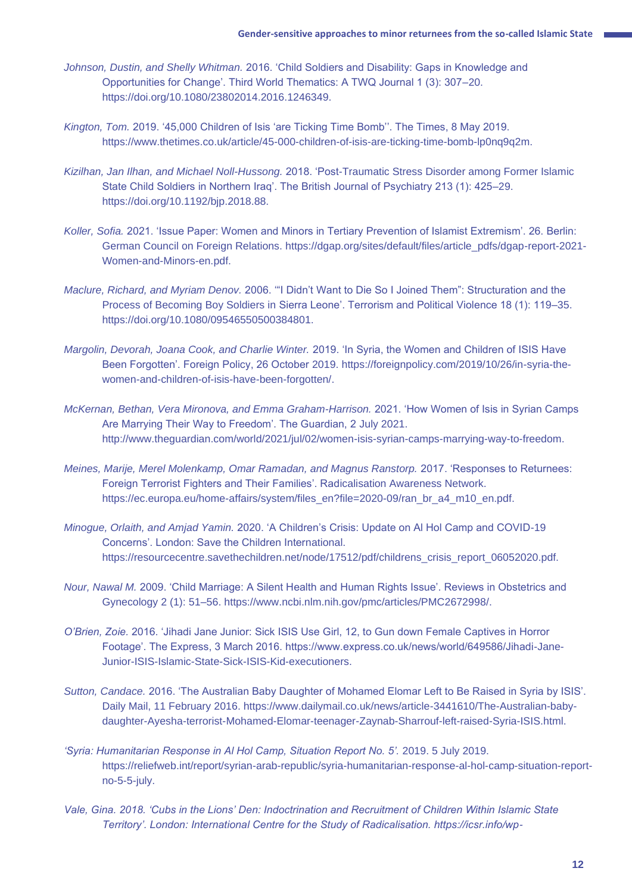*Johnson, Dustin, and Shelly Whitman.* 2016. 'Child Soldiers and Disability: Gaps in Knowledge and Opportunities for Change'. Third World Thematics: A TWQ Journal 1 (3): 307–20. https://doi.org/10.1080/23802014.2016.1246349.

*Kington, Tom.* 2019. '45,000 Children of Isis 'are Ticking Time Bomb''. The Times, 8 May 2019. https://www.thetimes.co.uk/article/45-000-children-of-isis-are-ticking-time-bomb-lp0nq9q2m.

*Kizilhan, Jan Ilhan, and Michael Noll-Hussong.* 2018. 'Post-Traumatic Stress Disorder among Former Islamic State Child Soldiers in Northern Iraq'. The British Journal of Psychiatry 213 (1): 425–29. https://doi.org/10.1192/bjp.2018.88.

*Koller, Sofia.* 2021. 'Issue Paper: Women and Minors in Tertiary Prevention of Islamist Extremism'. 26. Berlin: German Council on Foreign Relations. https://dgap.org/sites/default/files/article_pdfs/dgap-report-2021-Women-and-Minors-en.pdf.

*Maclure, Richard, and Myriam Denov.* 2006. '"I Didn't Want to Die So I Joined Them": Structuration and the Process of Becoming Boy Soldiers in Sierra Leone'. Terrorism and Political Violence 18 (1): 119–35. https://doi.org/10.1080/09546550500384801.

*Margolin, Devorah, Joana Cook, and Charlie Winter.* 2019. 'In Syria, the Women and Children of ISIS Have Been Forgotten'. Foreign Policy, 26 October 2019. https://foreignpolicy.com/2019/10/26/in-syria-the-women-and-children-of-isis-have-been-forgotten/.

*McKernan, Bethan, Vera Mironova, and Emma Graham-Harrison.* 2021. 'How Women of Isis in Syrian Camps Are Marrying Their Way to Freedom'. The Guardian, 2 July 2021. http://www.theguardian.com/world/2021/jul/02/women-isis-syrian-camps-marrying-way-to-freedom.

*Meines, Marije, Merel Molenkamp, Omar Ramadan, and Magnus Ranstorp.* 2017. 'Responses to Returnees: Foreign Terrorist Fighters and Their Families'. Radicalisation Awareness Network. https://ec.europa.eu/home-affairs/system/files_en?file=2020-09/ran_br_a4_m10_en.pdf.

*Minogue, Orlaith, and Amjad Yamin.* 2020. 'A Children's Crisis: Update on Al Hol Camp and COVID-19 Concerns'. London: Save the Children International. https://resourcecentre.savethechildren.net/node/17512/pdf/childrens_crisis_report_06052020.pdf.

*Nour, Nawal M.* 2009. 'Child Marriage: A Silent Health and Human Rights Issue'. Reviews in Obstetrics and Gynecology 2 (1): 51–56. https://www.ncbi.nlm.nih.gov/pmc/articles/PMC2672998/.

*O'Brien, Zoie.* 2016. 'Jihadi Jane Junior: Sick ISIS Use Girl, 12, to Gun down Female Captives in Horror Footage'. The Express, 3 March 2016. https://www.express.co.uk/news/world/649586/Jihadi-Jane-Junior-ISIS-Islamic-State-Sick-ISIS-Kid-executioners.

*Sutton, Candace.* 2016. 'The Australian Baby Daughter of Mohamed Elomar Left to Be Raised in Syria by ISIS'. Daily Mail, 11 February 2016. https://www.dailymail.co.uk/news/article-3441610/The-Australian-baby-daughter-Ayesha-terrorist-Mohamed-Elomar-teenager-Zaynab-Sharrouf-left-raised-Syria-ISIS.html.

*'Syria: Humanitarian Response in Al Hol Camp, Situation Report No. 5'.* 2019. 5 July 2019. https://reliefweb.int/report/syrian-arab-republic/syria-humanitarian-response-al-hol-camp-situation-report-no-5-5-july.

*Vale, Gina. 2018. 'Cubs in the Lions' Den: Indoctrination and Recruitment of Children Within Islamic State Territory'. London: International Centre for the Study of Radicalisation. https://icsr.info/wp-*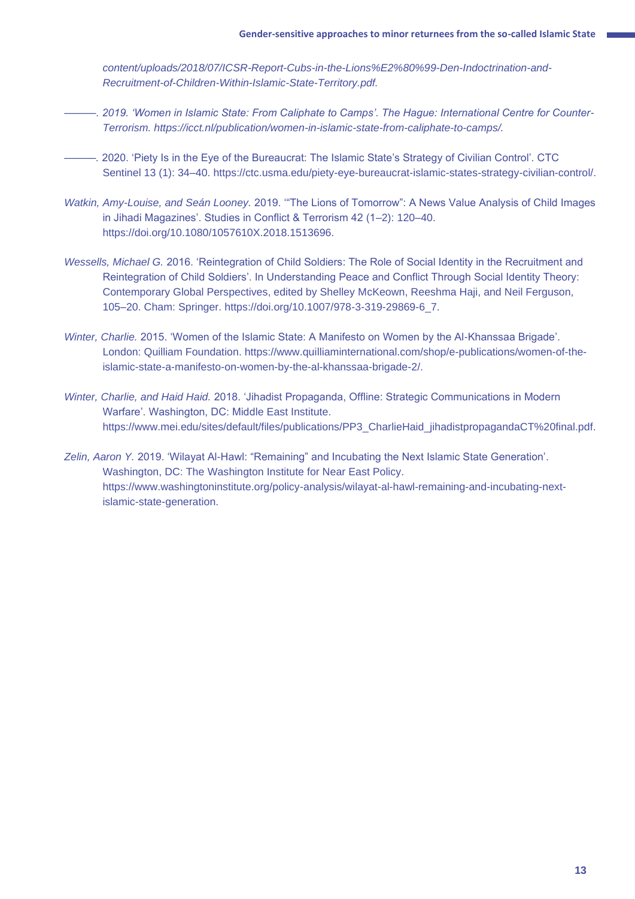*content/uploads/2018/07/ICSR-Report-Cubs-in-the-Lions%E2%80%99-Den-Indoctrination-and-Recruitment-of-Children-Within-Islamic-State-Territory.pdf.*

*———. 2019. 'Women in Islamic State: From Caliphate to Camps'. The Hague: International Centre for Counter-Terrorism. https://icct.nl/publication/women-in-islamic-state-from-caliphate-to-camps/.*

———. 2020. 'Piety Is in the Eye of the Bureaucrat: The Islamic State's Strategy of Civilian Control'. CTC Sentinel 13 (1): 34–40. https://ctc.usma.edu/piety-eye-bureaucrat-islamic-states-strategy-civilian-control/.

*Watkin, Amy-Louise, and Seán Looney.* 2019. '"The Lions of Tomorrow": A News Value Analysis of Child Images in Jihadi Magazines'. Studies in Conflict & Terrorism 42 (1–2): 120–40. https://doi.org/10.1080/1057610X.2018.1513696.

*Wessells, Michael G.* 2016. 'Reintegration of Child Soldiers: The Role of Social Identity in the Recruitment and Reintegration of Child Soldiers'. In Understanding Peace and Conflict Through Social Identity Theory: Contemporary Global Perspectives, edited by Shelley McKeown, Reeshma Haji, and Neil Ferguson, 105–20. Cham: Springer. https://doi.org/10.1007/978-3-319-29869-6_7.

*Winter, Charlie.* 2015. 'Women of the Islamic State: A Manifesto on Women by the Al-Khanssaa Brigade'. London: Quilliam Foundation. https://www.quilliaminternational.com/shop/e-publications/women-of-the-islamic-state-a-manifesto-on-women-by-the-al-khanssaa-brigade-2/.

*Winter, Charlie, and Haid Haid.* 2018. 'Jihadist Propaganda, Offline: Strategic Communications in Modern Warfare'. Washington, DC: Middle East Institute. https://www.mei.edu/sites/default/files/publications/PP3_CharlieHaid_jihadistpropagandaCT%20final.pdf.

*Zelin, Aaron Y.* 2019. 'Wilayat Al-Hawl: "Remaining" and Incubating the Next Islamic State Generation'. Washington, DC: The Washington Institute for Near East Policy. https://www.washingtoninstitute.org/policy-analysis/wilayat-al-hawl-remaining-and-incubating-next-islamic-state-generation.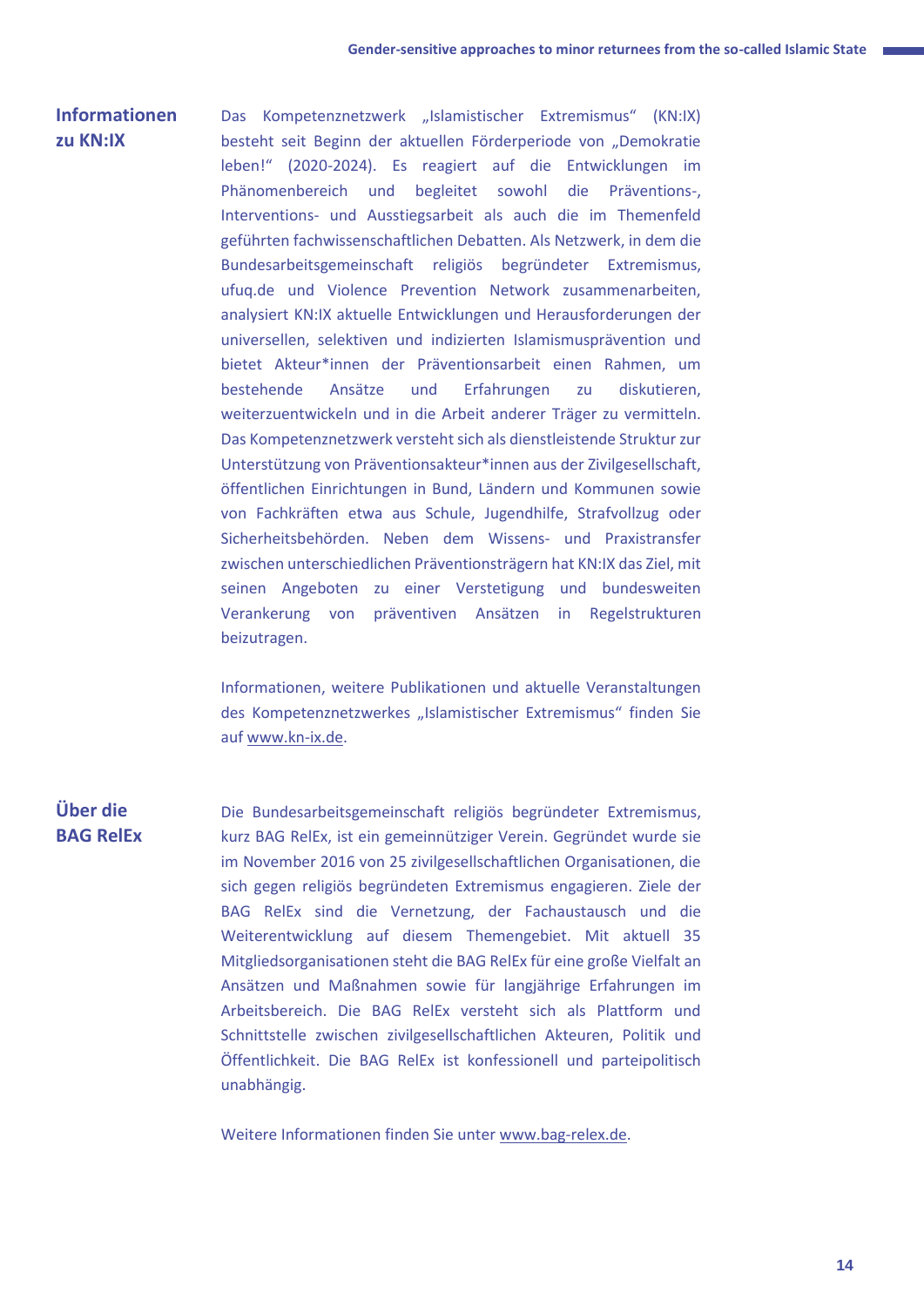## Informationen zu KN:IX

Das Kompetenznetzwerk „Islamistischer Extremismus“ (KN:IX) besteht seit Beginn der aktuellen Förderperiode von „Demokratie leben!“ (2020-2024). Es reagiert auf die Entwicklungen im Phänomenbereich und begleitet sowohl die Präventions-, Interventions- und Ausstiegsarbeit als auch die im Themenfeld geführten fachwissenschaftlichen Debatten. Als Netzwerk, in dem die Bundesarbeitsgemeinschaft religiös begründeter Extremismus, ufuq.de und Violence Prevention Network zusammenarbeiten, analysiert KN:IX aktuelle Entwicklungen und Herausforderungen der universellen, selektiven und indizierten Islamismusprävention und bietet Akteur*innen der Präventionsarbeit einen Rahmen, um bestehende Ansätze und Erfahrungen zu diskutieren, weiterzuentwickeln und in die Arbeit anderer Träger zu vermitteln. Das Kompetenznetzwerk versteht sich als dienstleistende Struktur zur Unterstützung von Präventionsakteur*innen aus der Zivilgesellschaft, öffentlichen Einrichtungen in Bund, Ländern und Kommunen sowie von Fachkräften etwa aus Schule, Jugendhilfe, Strafvollzug oder Sicherheitsbehörden. Neben dem Wissens- und Praxistransfer zwischen unterschiedlichen Präventionsträgern hat KN:IX das Ziel, mit seinen Angeboten zu einer Verstetigung und bundesweiten Verankerung von präventiven Ansätzen in Regelstrukturen beizutragen.

Informationen, weitere Publikationen und aktuelle Veranstaltungen des Kompetenznetzwerkes „Islamistischer Extremismus“ finden Sie auf www.kn-ix.de.

## Über die BAG RelEx

Die Bundesarbeitsgemeinschaft religiös begründeter Extremismus, kurz BAG RelEx, ist ein gemeinnütziger Verein. Gegründet wurde sie im November 2016 von 25 zivilgesellschaftlichen Organisationen, die sich gegen religiös begründeten Extremismus engagieren. Ziele der BAG RelEx sind die Vernetzung, der Fachaustausch und die Weiterentwicklung auf diesem Themengebiet. Mit aktuell 35 Mitgliedsorganisationen steht die BAG RelEx für eine große Vielfalt an Ansätzen und Maßnahmen sowie für langjährige Erfahrungen im Arbeitsbereich. Die BAG RelEx versteht sich als Plattform und Schnittstelle zwischen zivilgesellschaftlichen Akteuren, Politik und Öffentlichkeit. Die BAG RelEx ist konfessionell und parteipolitisch unabhängig.

Weitere Informationen finden Sie unter www.bag-relex.de.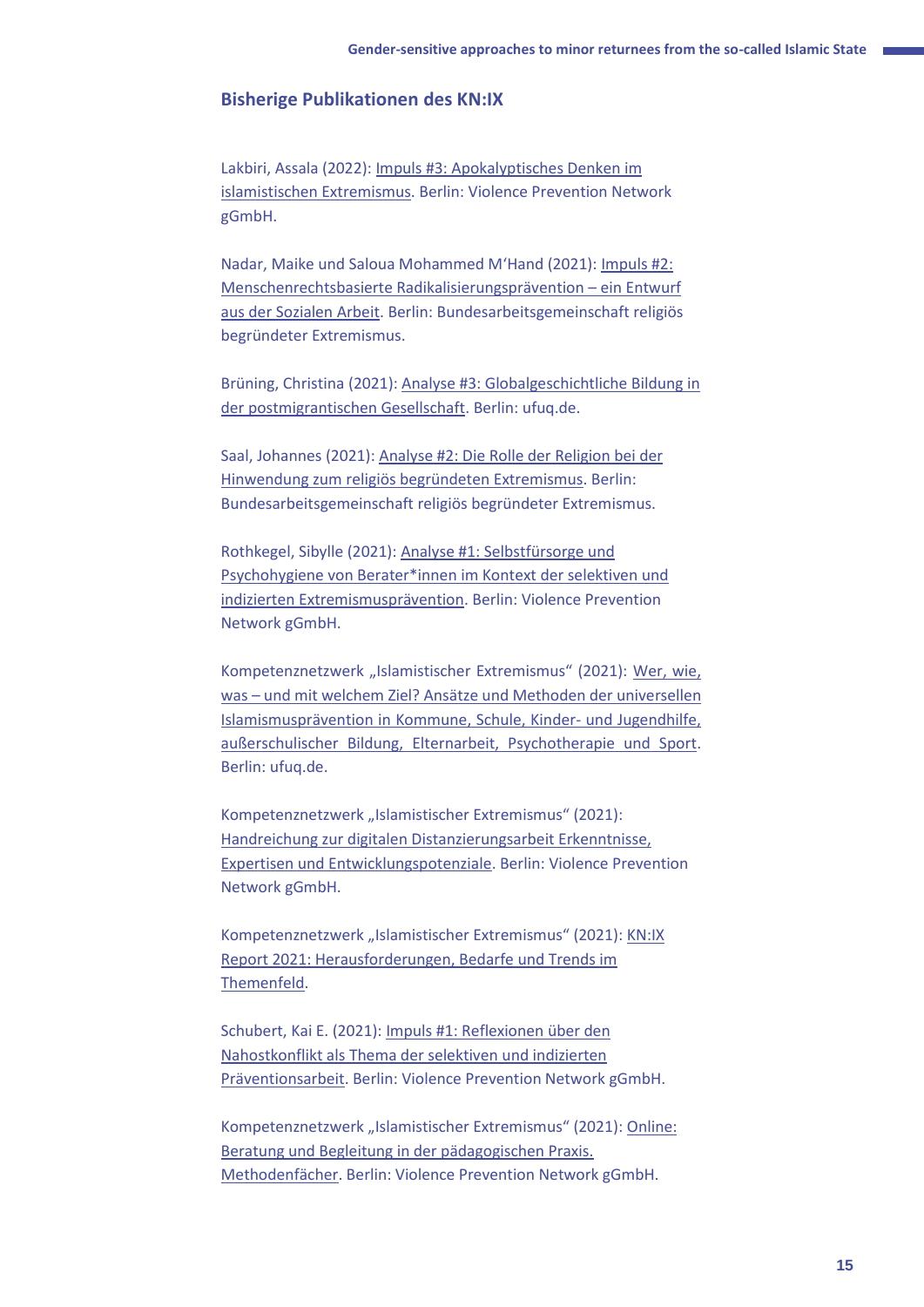## Bisherige Publikationen des KN:IX

Lakbiri, Assala (2022): Impuls #3: Apokalyptisches Denken im islamistischen Extremismus. Berlin: Violence Prevention Network gGmbH.

Nadar, Maike und Saloua Mohammed M'Hand (2021): Impuls #2: Menschenrechtsbasierte Radikalisierungsprävention – ein Entwurf aus der Sozialen Arbeit. Berlin: Bundesarbeitsgemeinschaft religiös begründeter Extremismus.

Brüning, Christina (2021): Analyse #3: Globalgeschichtliche Bildung in der postmigrantischen Gesellschaft. Berlin: ufuq.de.

Saal, Johannes (2021): Analyse #2: Die Rolle der Religion bei der Hinwendung zum religiös begründeten Extremismus. Berlin: Bundesarbeitsgemeinschaft religiös begründeter Extremismus.

Rothkegel, Sibylle (2021): Analyse #1: Selbstfürsorge und Psychohygiene von Berater*innen im Kontext der selektiven und indizierten Extremismusprävention. Berlin: Violence Prevention Network gGmbH.

Kompetenznetzwerk „Islamistischer Extremismus" (2021): Wer, wie, was – und mit welchem Ziel? Ansätze und Methoden der universellen Islamismusprävention in Kommune, Schule, Kinder- und Jugendhilfe, außerschulischer Bildung, Elternarbeit, Psychotherapie und Sport. Berlin: ufuq.de.

Kompetenznetzwerk „Islamistischer Extremismus" (2021): Handreichung zur digitalen Distanzierungsarbeit Erkenntnisse, Expertisen und Entwicklungspotenziale. Berlin: Violence Prevention Network gGmbH.

Kompetenznetzwerk „Islamistischer Extremismus" (2021): KN:IX Report 2021: Herausforderungen, Bedarfe und Trends im Themenfeld.

Schubert, Kai E. (2021): Impuls #1: Reflexionen über den Nahostkonflikt als Thema der selektiven und indizierten Präventionsarbeit. Berlin: Violence Prevention Network gGmbH.

Kompetenznetzwerk „Islamistischer Extremismus" (2021): Online: Beratung und Begleitung in der pädagogischen Praxis. Methodenfächer. Berlin: Violence Prevention Network gGmbH.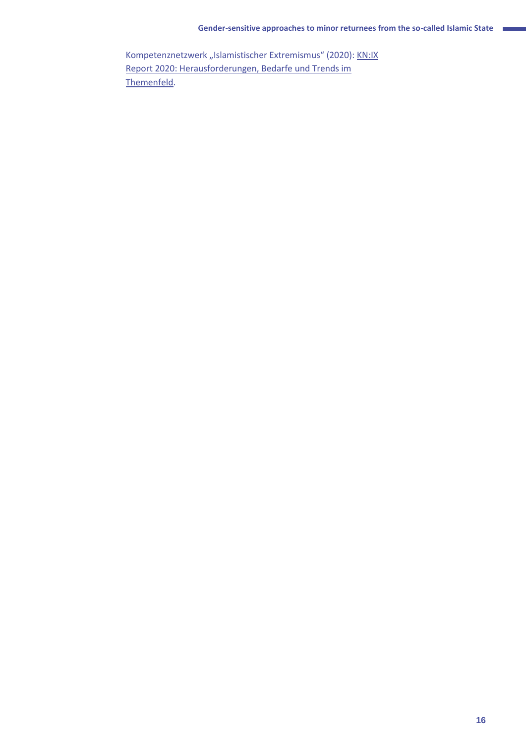Kompetenznetzwerk „Islamistischer Extremismus“ (2020): KN:IX Report 2020: Herausforderungen, Bedarfe und Trends im Themenfeld.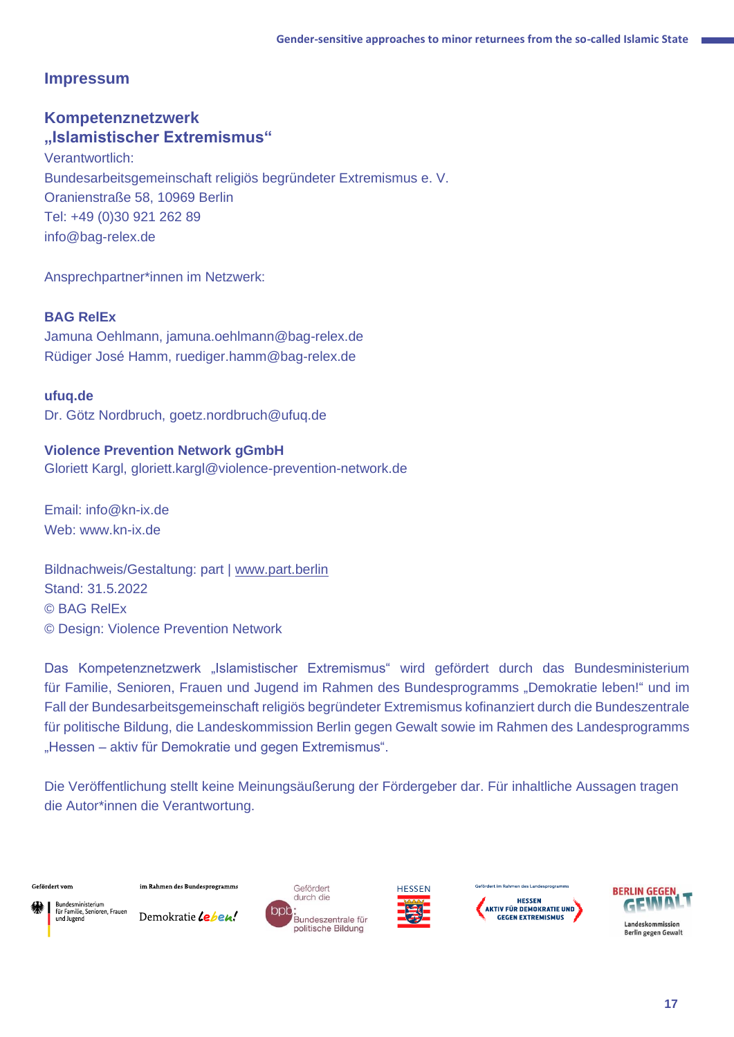## Impressum

### Kompetenznetzwerk „Islamistischer Extremismus“

Verantwortlich:
Bundesarbeitsgemeinschaft religiös begründeter Extremismus e. V.
Oranienstraße 58, 10969 Berlin
Tel: +49 (0)30 921 262 89
info@bag-relex.de

Ansprechpartner*innen im Netzwerk:

**BAG RelEx**
Jamuna Oehlmann, jamuna.oehlmann@bag-relex.de
Rüdiger José Hamm, ruediger.hamm@bag-relex.de

**ufuq.de**
Dr. Götz Nordbruch, goetz.nordbruch@ufuq.de

**Violence Prevention Network gGmbH**
Gloriett Kargl, gloriett.kargl@violence-prevention-network.de

Email: info@kn-ix.de
Web: www.kn-ix.de

Bildnachweis/Gestaltung: part | www.part.berlin
Stand: 31.5.2022
© BAG RelEx
© Design: Violence Prevention Network

Das Kompetenznetzwerk „Islamistischer Extremismus“ wird gefördert durch das Bundesministerium für Familie, Senioren, Frauen und Jugend im Rahmen des Bundesprogramms „Demokratie leben!“ und im Fall der Bundesarbeitsgemeinschaft religiös begründeter Extremismus kofinanziert durch die Bundeszentrale für politische Bildung, die Landeskommission Berlin gegen Gewalt sowie im Rahmen des Landesprogramms „Hessen – aktiv für Demokratie und gegen Extremismus“.

Die Veröffentlichung stellt keine Meinungsäußerung der Fördergeber dar. Für inhaltliche Aussagen tragen die Autor*innen die Verantwortung.

Gefördert vom Bundesministerium für Familie, Senioren, Frauen und Jugend | im Rahmen des Bundesprogramms Demokratie leben! | Gefördert durch die bpb: Bundeszentrale für politische Bildung | HESSEN | Gefördert im Rahmen des Landesprogramms HESSEN AKTIV FÜR DEMOKRATIE UND GEGEN EXTREMISMUS | BERLIN GEGEN GEWALT Landeskommission Berlin gegen Gewalt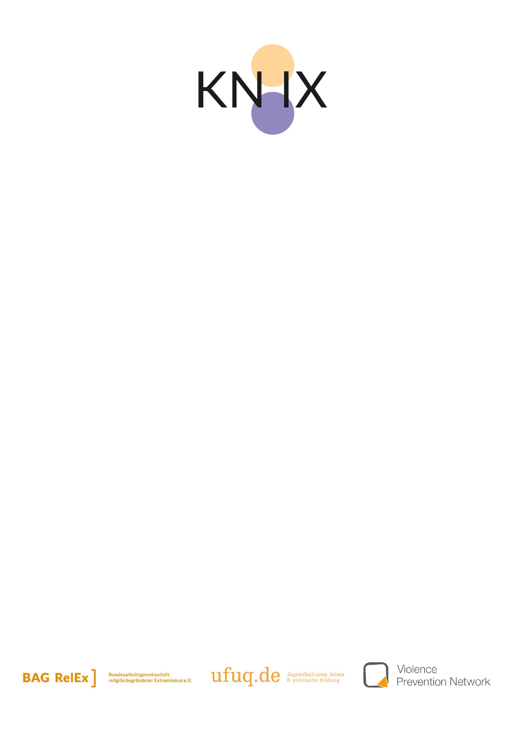KN IX

BAG RelEx ] Bundesarbeitsgemeinschaft religiös begründeter Extremismus e.V.

ufuq.de Jugendkulturen, Islam & politische Bildung

Violence Prevention Network